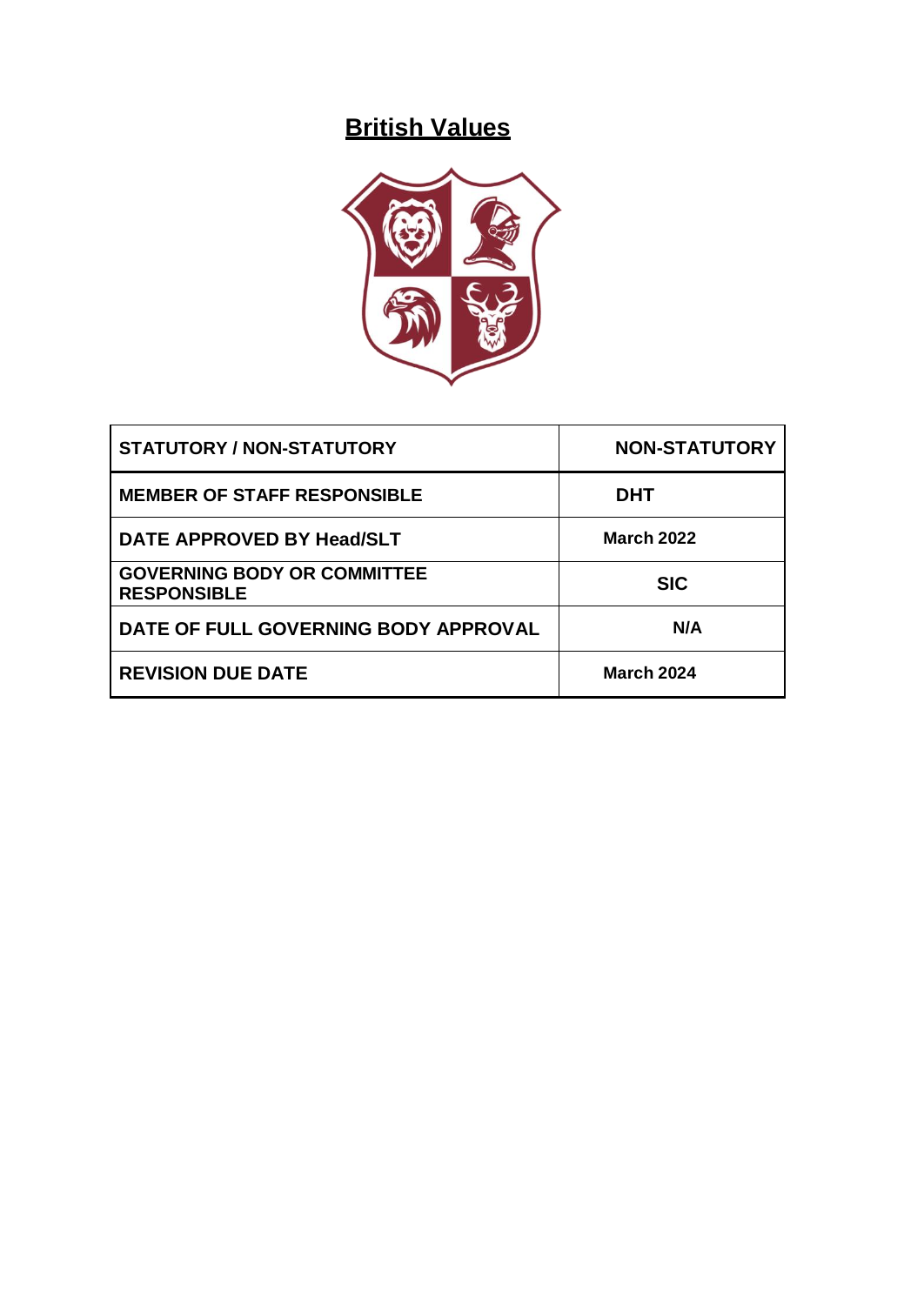# British Values

| STATUTORY / NON-STATUTORY | NON-STATUTORY |
|---|---|
| MEMBER OF STAFF RESPONSIBLE | DHT |
| DATE APPROVED BY Head/SLT | March 2022 |
| GOVERNING BODY OR COMMITTEE RESPONSIBLE | SIC |
| DATE OF FULL GOVERNING BODY APPROVAL | N/A |
| REVISION DUE DATE | March 2024 |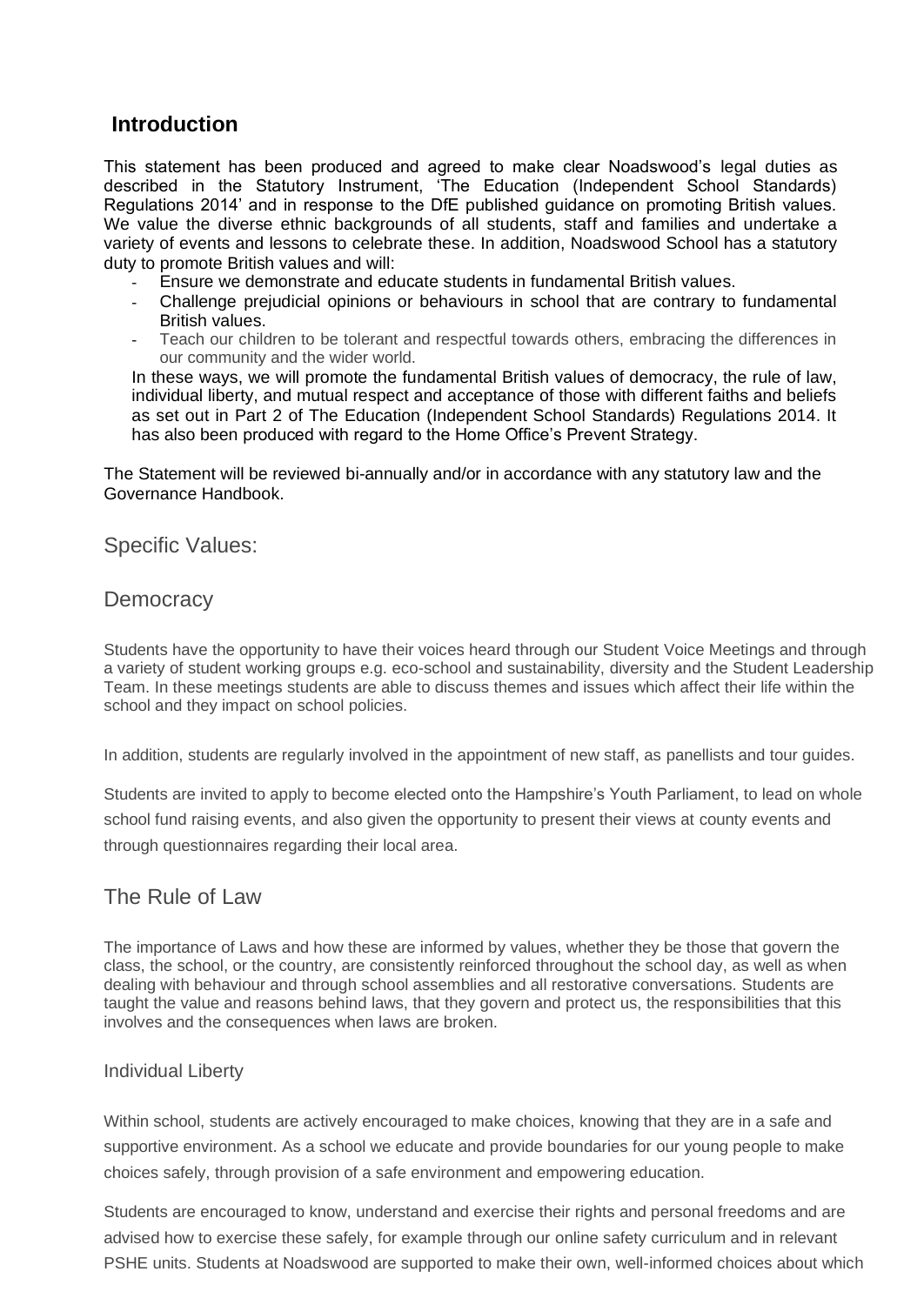## Introduction

This statement has been produced and agreed to make clear Noadswood's legal duties as described in the Statutory Instrument, 'The Education (Independent School Standards) Regulations 2014' and in response to the DfE published guidance on promoting British values. We value the diverse ethnic backgrounds of all students, staff and families and undertake a variety of events and lessons to celebrate these. In addition, Noadswood School has a statutory duty to promote British values and will:

- Ensure we demonstrate and educate students in fundamental British values.
- Challenge prejudicial opinions or behaviours in school that are contrary to fundamental British values.
- Teach our children to be tolerant and respectful towards others, embracing the differences in our community and the wider world.

In these ways, we will promote the fundamental British values of democracy, the rule of law, individual liberty, and mutual respect and acceptance of those with different faiths and beliefs as set out in Part 2 of The Education (Independent School Standards) Regulations 2014. It has also been produced with regard to the Home Office's Prevent Strategy.

The Statement will be reviewed bi-annually and/or in accordance with any statutory law and the Governance Handbook.

## Specific Values:

### Democracy

Students have the opportunity to have their voices heard through our Student Voice Meetings and through a variety of student working groups e.g. eco-school and sustainability, diversity and the Student Leadership Team. In these meetings students are able to discuss themes and issues which affect their life within the school and they impact on school policies.

In addition, students are regularly involved in the appointment of new staff, as panellists and tour guides.

Students are invited to apply to become elected onto the Hampshire's Youth Parliament, to lead on whole school fund raising events, and also given the opportunity to present their views at county events and through questionnaires regarding their local area.

### The Rule of Law

The importance of Laws and how these are informed by values, whether they be those that govern the class, the school, or the country, are consistently reinforced throughout the school day, as well as when dealing with behaviour and through school assemblies and all restorative conversations. Students are taught the value and reasons behind laws, that they govern and protect us, the responsibilities that this involves and the consequences when laws are broken.

#### Individual Liberty

Within school, students are actively encouraged to make choices, knowing that they are in a safe and supportive environment. As a school we educate and provide boundaries for our young people to make choices safely, through provision of a safe environment and empowering education.

Students are encouraged to know, understand and exercise their rights and personal freedoms and are advised how to exercise these safely, for example through our online safety curriculum and in relevant PSHE units. Students at Noadswood are supported to make their own, well-informed choices about which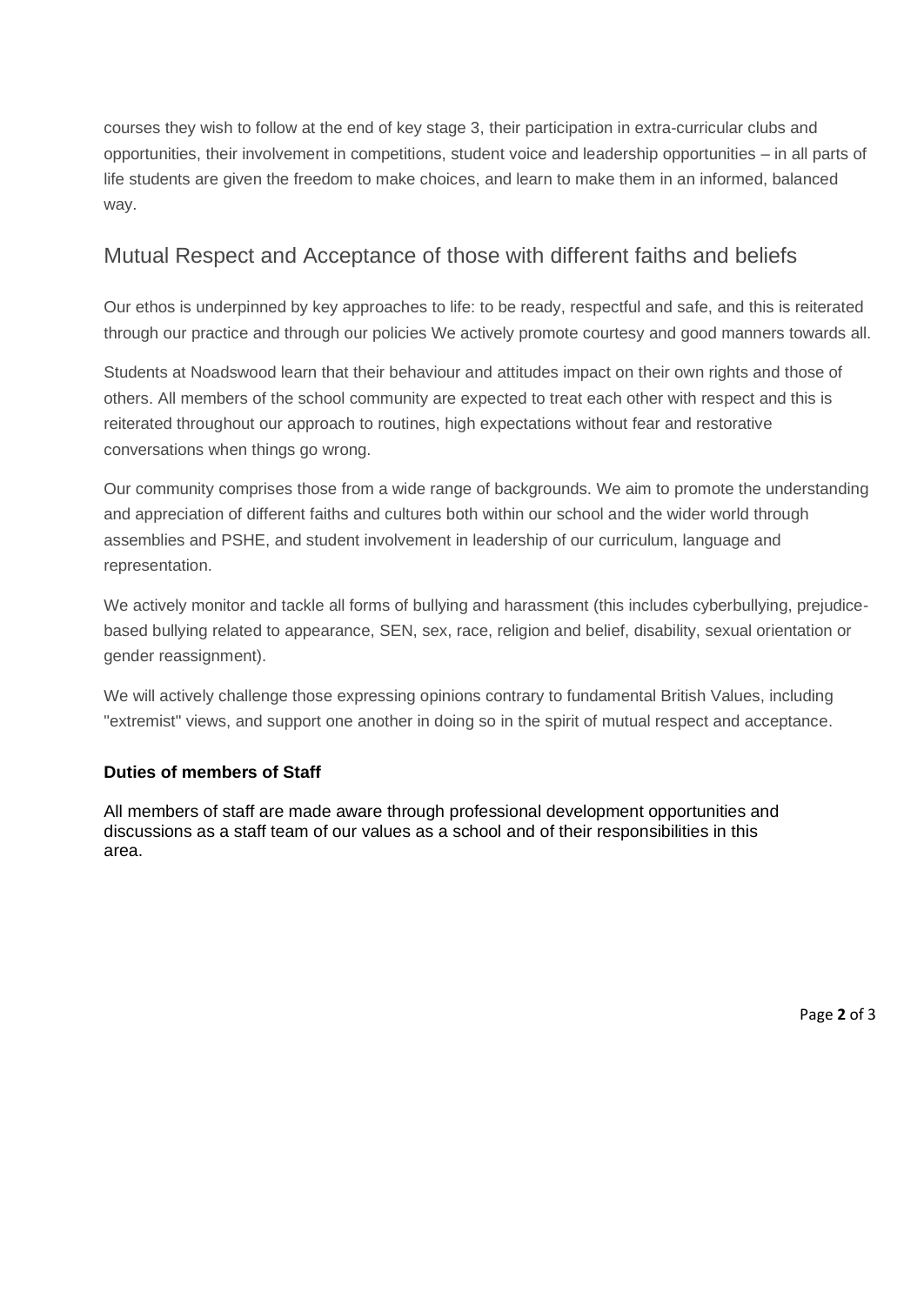courses they wish to follow at the end of key stage 3, their participation in extra-curricular clubs and opportunities, their involvement in competitions, student voice and leadership opportunities – in all parts of life students are given the freedom to make choices, and learn to make them in an informed, balanced way.

## Mutual Respect and Acceptance of those with different faiths and beliefs

Our ethos is underpinned by key approaches to life: to be ready, respectful and safe, and this is reiterated through our practice and through our policies We actively promote courtesy and good manners towards all.

Students at Noadswood learn that their behaviour and attitudes impact on their own rights and those of others. All members of the school community are expected to treat each other with respect and this is reiterated throughout our approach to routines, high expectations without fear and restorative conversations when things go wrong.

Our community comprises those from a wide range of backgrounds. We aim to promote the understanding and appreciation of different faiths and cultures both within our school and the wider world through assemblies and PSHE, and student involvement in leadership of our curriculum, language and representation.

We actively monitor and tackle all forms of bullying and harassment (this includes cyberbullying, prejudice-based bullying related to appearance, SEN, sex, race, religion and belief, disability, sexual orientation or gender reassignment).

We will actively challenge those expressing opinions contrary to fundamental British Values, including "extremist" views, and support one another in doing so in the spirit of mutual respect and acceptance.

### Duties of members of Staff

All members of staff are made aware through professional development opportunities and discussions as a staff team of our values as a school and of their responsibilities in this area.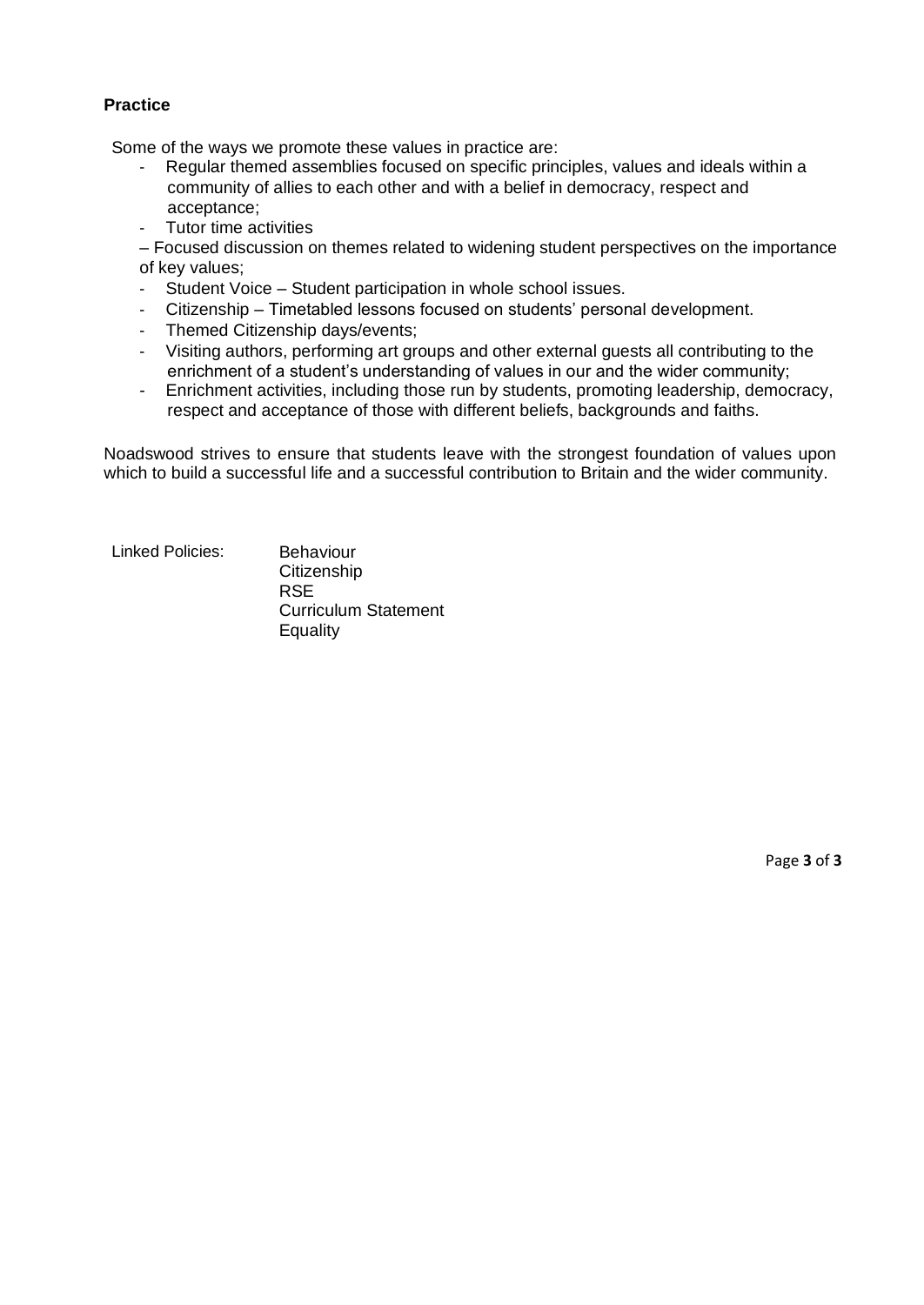**Practice**

Some of the ways we promote these values in practice are:

- Regular themed assemblies focused on specific principles, values and ideals within a community of allies to each other and with a belief in democracy, respect and acceptance;
- Tutor time activities

– Focused discussion on themes related to widening student perspectives on the importance of key values;

- Student Voice – Student participation in whole school issues.
- Citizenship – Timetabled lessons focused on students' personal development.
- Themed Citizenship days/events;
- Visiting authors, performing art groups and other external guests all contributing to the enrichment of a student's understanding of values in our and the wider community;
- Enrichment activities, including those run by students, promoting leadership, democracy, respect and acceptance of those with different beliefs, backgrounds and faiths.

Noadswood strives to ensure that students leave with the strongest foundation of values upon which to build a successful life and a successful contribution to Britain and the wider community.

Linked Policies:

Behaviour
Citizenship
RSE
Curriculum Statement
Equality